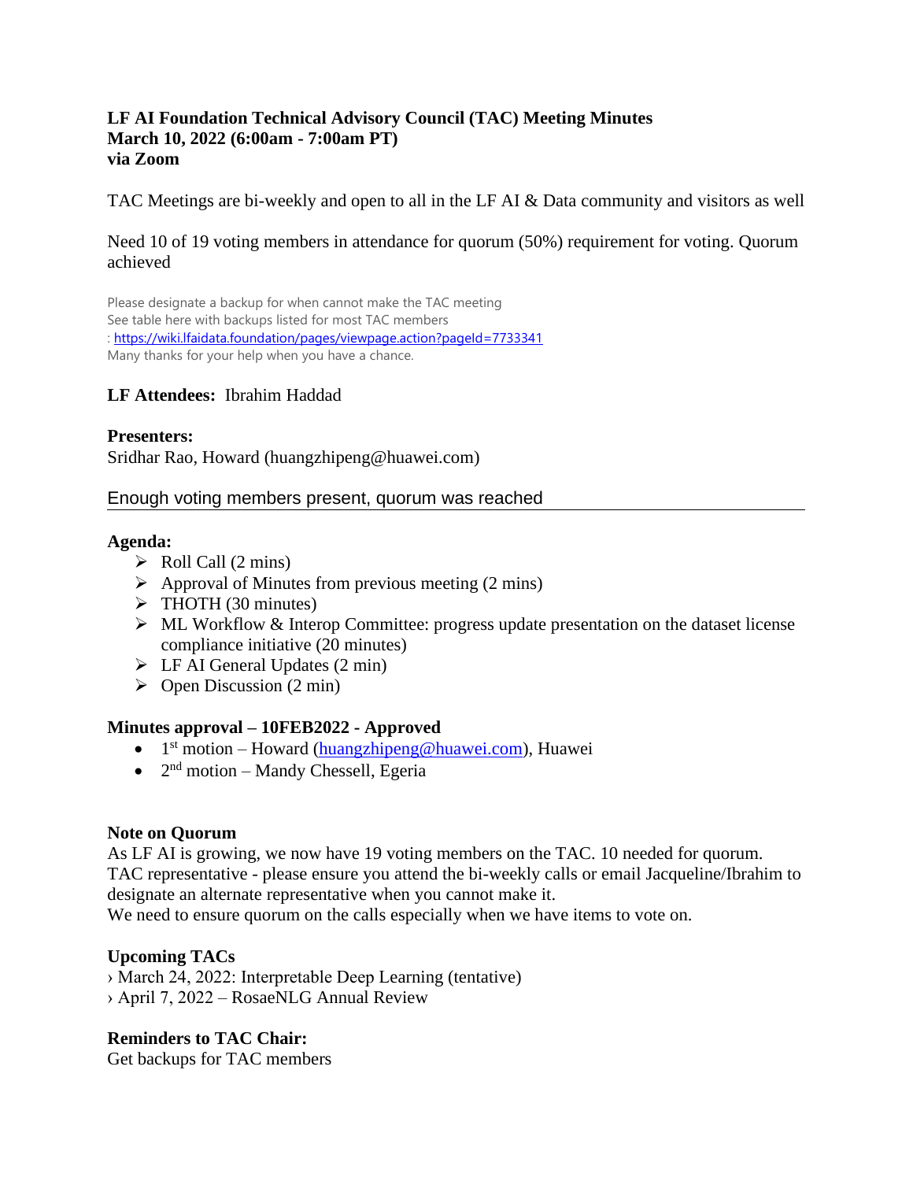**LF AI Foundation Technical Advisory Council (TAC) Meeting Minutes**
**March 10, 2022 (6:00am - 7:00am PT)**
**via Zoom**

TAC Meetings are bi-weekly and open to all in the LF AI & Data community and visitors as well

Need 10 of 19 voting members in attendance for quorum (50%) requirement for voting. Quorum achieved

Please designate a backup for when cannot make the TAC meeting
See table here with backups listed for most TAC members
: https://wiki.lfaidata.foundation/pages/viewpage.action?pageId=7733341
Many thanks for your help when you have a chance.

**LF Attendees:** Ibrahim Haddad

**Presenters:**
Sridhar Rao, Howard (huangzhipeng@huawei.com)

Enough voting members present, quorum was reached

---

**Agenda:**

- Roll Call (2 mins)
- Approval of Minutes from previous meeting (2 mins)
- THOTH (30 minutes)
- ML Workflow & Interop Committee: progress update presentation on the dataset license compliance initiative (20 minutes)
- LF AI General Updates (2 min)
- Open Discussion (2 min)

**Minutes approval – 10FEB2022 - Approved**

- 1st motion – Howard (huangzhipeng@huawei.com), Huawei
- 2nd motion – Mandy Chessell, Egeria

**Note on Quorum**
As LF AI is growing, we now have 19 voting members on the TAC. 10 needed for quorum.
TAC representative - please ensure you attend the bi-weekly calls or email Jacqueline/Ibrahim to designate an alternate representative when you cannot make it.
We need to ensure quorum on the calls especially when we have items to vote on.

**Upcoming TACs**
› March 24, 2022: Interpretable Deep Learning (tentative)
› April 7, 2022 – RosaeNLG Annual Review

**Reminders to TAC Chair:**
Get backups for TAC members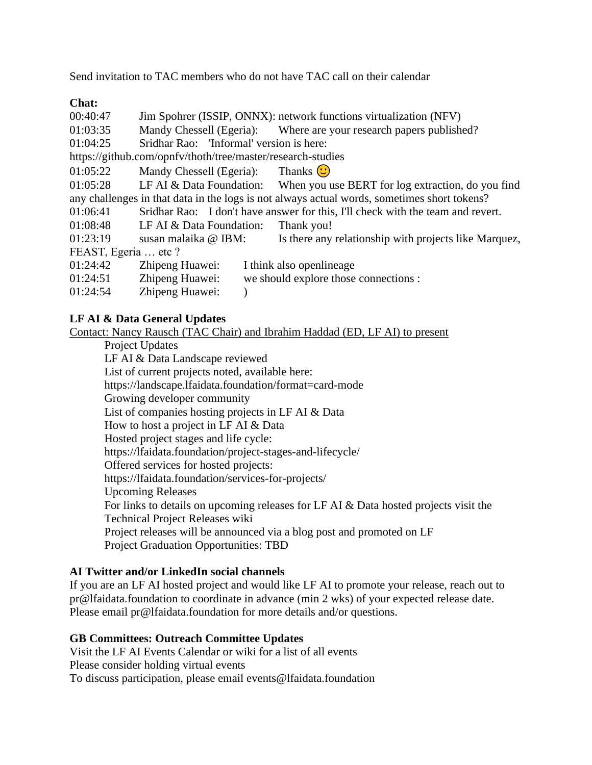Send invitation to TAC members who do not have TAC call on their calendar

**Chat:**

00:40:47 Jim Spohrer (ISSIP, ONNX): network functions virtualization (NFV)
01:03:35 Mandy Chessell (Egeria): Where are your research papers published?
01:04:25 Sridhar Rao: 'Informal' version is here:
https://github.com/opnfv/thoth/tree/master/research-studies
01:05:22 Mandy Chessell (Egeria): Thanks 🙂
01:05:28 LF AI & Data Foundation: When you use BERT for log extraction, do you find any challenges in that data in the logs is not always actual words, sometimes short tokens?
01:06:41 Sridhar Rao: I don't have answer for this, I'll check with the team and revert.
01:08:48 LF AI & Data Foundation: Thank you!
01:23:19 susan malaika @ IBM: Is there any relationship with projects like Marquez, FEAST, Egeria … etc ?
01:24:42 Zhipeng Huawei: I think also openlineage
01:24:51 Zhipeng Huawei: we should explore those connections :
01:24:54 Zhipeng Huawei: )

**LF AI & Data General Updates**

Contact: Nancy Rausch (TAC Chair) and Ibrahim Haddad (ED, LF AI) to present

- Project Updates
- LF AI & Data Landscape reviewed
- List of current projects noted, available here: https://landscape.lfaidata.foundation/format=card-mode
- Growing developer community
- List of companies hosting projects in LF AI & Data
- How to host a project in LF AI & Data
- Hosted project stages and life cycle: https://lfaidata.foundation/project-stages-and-lifecycle/
- Offered services for hosted projects: https://lfaidata.foundation/services-for-projects/
- Upcoming Releases
- For links to details on upcoming releases for LF AI & Data hosted projects visit the Technical Project Releases wiki
- Project releases will be announced via a blog post and promoted on LF
- Project Graduation Opportunities: TBD

**AI Twitter and/or LinkedIn social channels**

If you are an LF AI hosted project and would like LF AI to promote your release, reach out to pr@lfaidata.foundation to coordinate in advance (min 2 wks) of your expected release date. Please email pr@lfaidata.foundation for more details and/or questions.

**GB Committees: Outreach Committee Updates**

Visit the LF AI Events Calendar or wiki for a list of all events
Please consider holding virtual events
To discuss participation, please email events@lfaidata.foundation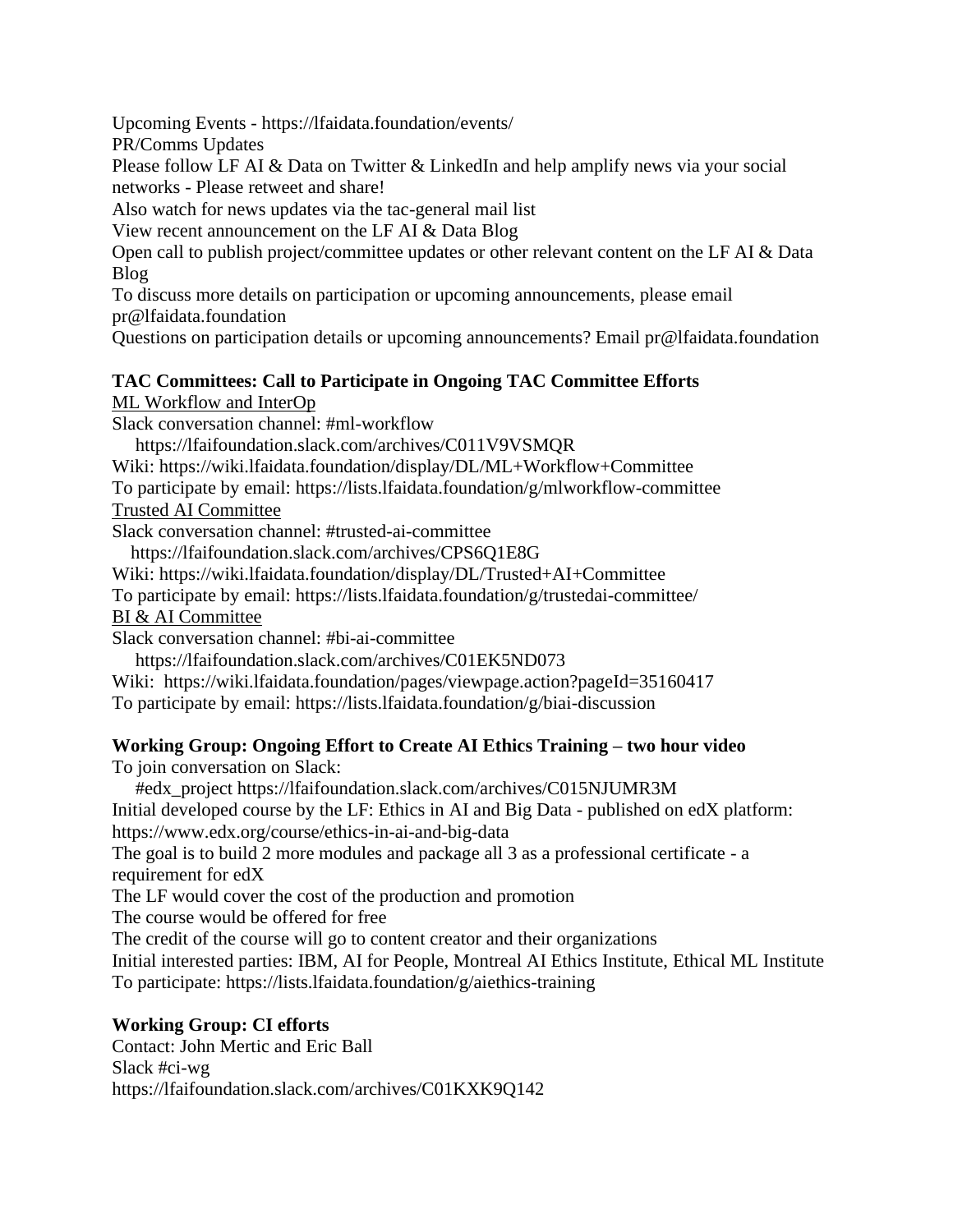Upcoming Events - https://lfaidata.foundation/events/

PR/Comms Updates

Please follow LF AI & Data on Twitter & LinkedIn and help amplify news via your social networks - Please retweet and share!

Also watch for news updates via the tac-general mail list

View recent announcement on the LF AI & Data Blog

Open call to publish project/committee updates or other relevant content on the LF AI & Data Blog

To discuss more details on participation or upcoming announcements, please email pr@lfaidata.foundation

Questions on participation details or upcoming announcements? Email pr@lfaidata.foundation

**TAC Committees: Call to Participate in Ongoing TAC Committee Efforts**

ML Workflow and InterOp

Slack conversation channel: #ml-workflow
  https://lfaifoundation.slack.com/archives/C011V9VSMQR

Wiki: https://wiki.lfaidata.foundation/display/DL/ML+Workflow+Committee

To participate by email: https://lists.lfaidata.foundation/g/mlworkflow-committee

Trusted AI Committee

Slack conversation channel: #trusted-ai-committee
  https://lfaifoundation.slack.com/archives/CPS6Q1E8G

Wiki: https://wiki.lfaidata.foundation/display/DL/Trusted+AI+Committee

To participate by email: https://lists.lfaidata.foundation/g/trustedai-committee/

BI & AI Committee

Slack conversation channel: #bi-ai-committee
  https://lfaifoundation.slack.com/archives/C01EK5ND073

Wiki: https://wiki.lfaidata.foundation/pages/viewpage.action?pageId=35160417

To participate by email: https://lists.lfaidata.foundation/g/biai-discussion

**Working Group: Ongoing Effort to Create AI Ethics Training – two hour video**

To join conversation on Slack:
  #edx_project https://lfaifoundation.slack.com/archives/C015NJUMR3M

Initial developed course by the LF: Ethics in AI and Big Data - published on edX platform: https://www.edx.org/course/ethics-in-ai-and-big-data

The goal is to build 2 more modules and package all 3 as a professional certificate - a requirement for edX

The LF would cover the cost of the production and promotion

The course would be offered for free

The credit of the course will go to content creator and their organizations

Initial interested parties: IBM, AI for People, Montreal AI Ethics Institute, Ethical ML Institute

To participate: https://lists.lfaidata.foundation/g/aiethics-training

**Working Group: CI efforts**

Contact: John Mertic and Eric Ball

Slack #ci-wg

https://lfaifoundation.slack.com/archives/C01KXK9Q142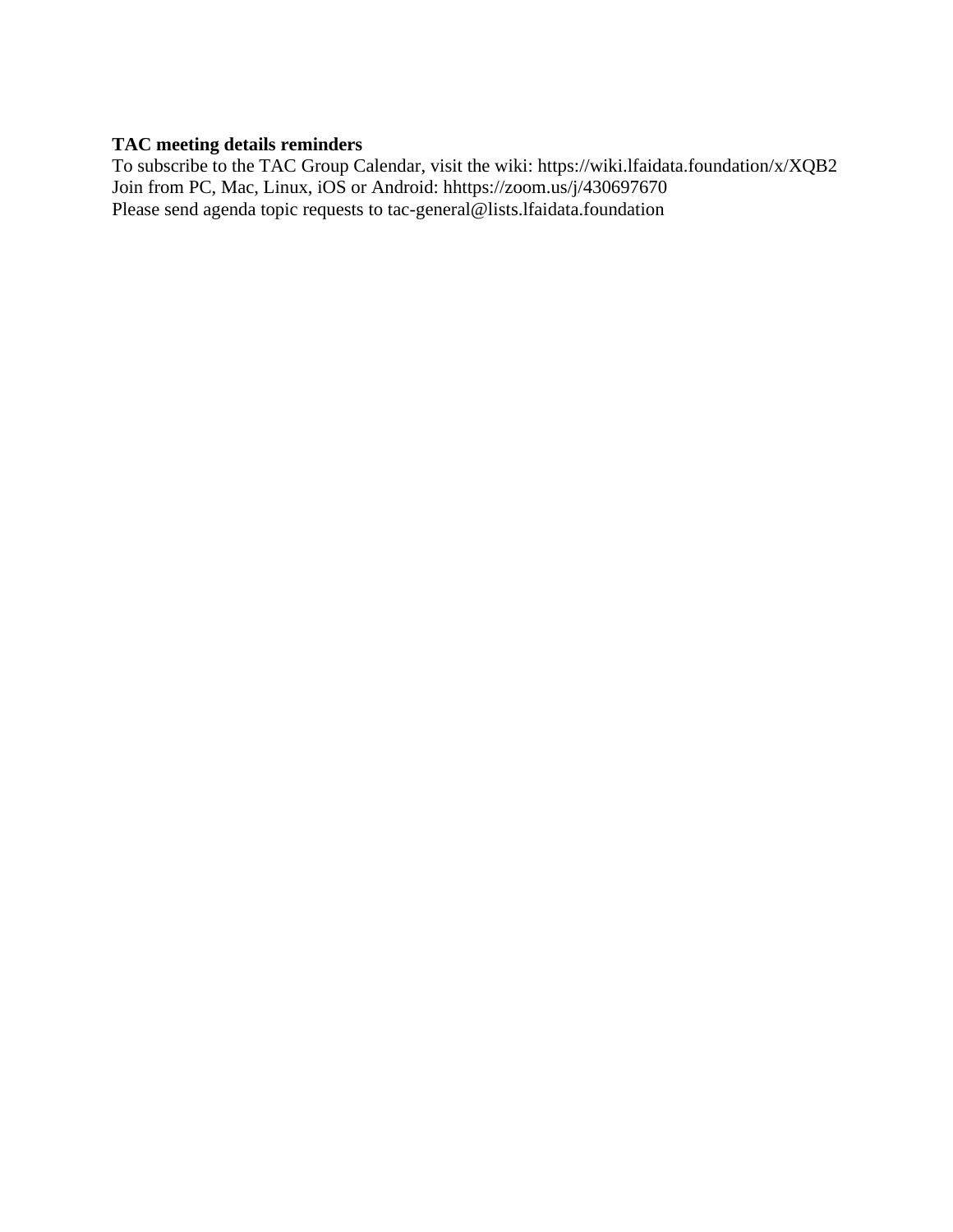**TAC meeting details reminders**

To subscribe to the TAC Group Calendar, visit the wiki: https://wiki.lfaidata.foundation/x/XQB2
Join from PC, Mac, Linux, iOS or Android: hhttps://zoom.us/j/430697670
Please send agenda topic requests to tac-general@lists.lfaidata.foundation